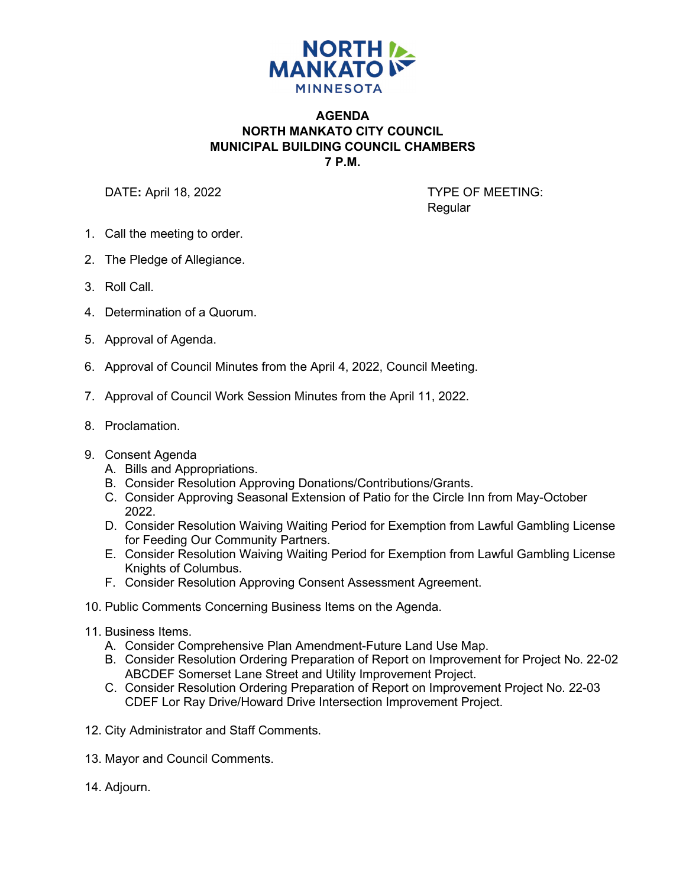# AGENDA
# NORTH MANKATO CITY COUNCIL
# MUNICIPAL BUILDING COUNCIL CHAMBERS
# 7 P.M.

DATE: April 18, 2022

TYPE OF MEETING: Regular

1. Call the meeting to order.
2. The Pledge of Allegiance.
3. Roll Call.
4. Determination of a Quorum.
5. Approval of Agenda.
6. Approval of Council Minutes from the April 4, 2022, Council Meeting.
7. Approval of Council Work Session Minutes from the April 11, 2022.
8. Proclamation.
9. Consent Agenda
   - A. Bills and Appropriations.
   - B. Consider Resolution Approving Donations/Contributions/Grants.
   - C. Consider Approving Seasonal Extension of Patio for the Circle Inn from May-October 2022.
   - D. Consider Resolution Waiving Waiting Period for Exemption from Lawful Gambling License for Feeding Our Community Partners.
   - E. Consider Resolution Waiving Waiting Period for Exemption from Lawful Gambling License Knights of Columbus.
   - F. Consider Resolution Approving Consent Assessment Agreement.
10. Public Comments Concerning Business Items on the Agenda.
11. Business Items.
    - A. Consider Comprehensive Plan Amendment-Future Land Use Map.
    - B. Consider Resolution Ordering Preparation of Report on Improvement for Project No. 22-02 ABCDEF Somerset Lane Street and Utility Improvement Project.
    - C. Consider Resolution Ordering Preparation of Report on Improvement Project No. 22-03 CDEF Lor Ray Drive/Howard Drive Intersection Improvement Project.
12. City Administrator and Staff Comments.
13. Mayor and Council Comments.
14. Adjourn.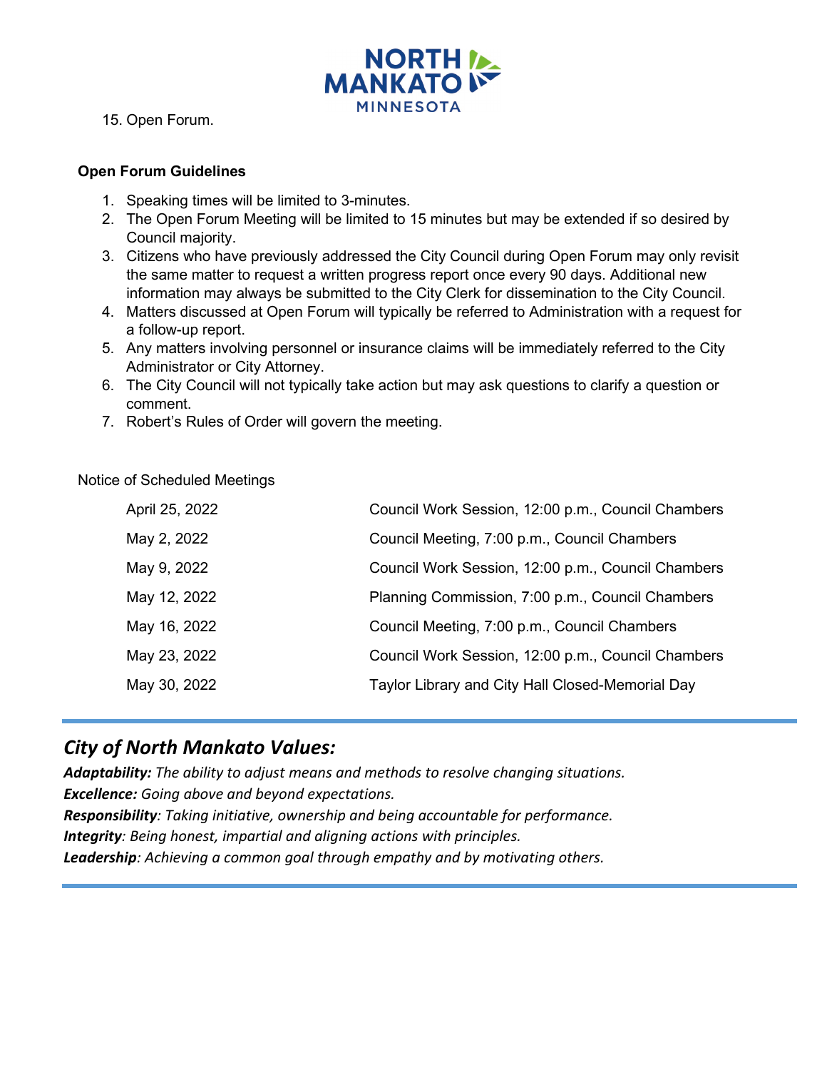NORTH MANKATO
MINNESOTA

15. Open Forum.

**Open Forum Guidelines**

1. Speaking times will be limited to 3-minutes.
2. The Open Forum Meeting will be limited to 15 minutes but may be extended if so desired by Council majority.
3. Citizens who have previously addressed the City Council during Open Forum may only revisit the same matter to request a written progress report once every 90 days. Additional new information may always be submitted to the City Clerk for dissemination to the City Council.
4. Matters discussed at Open Forum will typically be referred to Administration with a request for a follow-up report.
5. Any matters involving personnel or insurance claims will be immediately referred to the City Administrator or City Attorney.
6. The City Council will not typically take action but may ask questions to clarify a question or comment.
7. Robert's Rules of Order will govern the meeting.

Notice of Scheduled Meetings

| | |
|---|---|
| April 25, 2022 | Council Work Session, 12:00 p.m., Council Chambers |
| May 2, 2022 | Council Meeting, 7:00 p.m., Council Chambers |
| May 9, 2022 | Council Work Session, 12:00 p.m., Council Chambers |
| May 12, 2022 | Planning Commission, 7:00 p.m., Council Chambers |
| May 16, 2022 | Council Meeting, 7:00 p.m., Council Chambers |
| May 23, 2022 | Council Work Session, 12:00 p.m., Council Chambers |
| May 30, 2022 | Taylor Library and City Hall Closed-Memorial Day |

## *City of North Mankato Values:*

***Adaptability:*** *The ability to adjust means and methods to resolve changing situations.*
***Excellence:*** *Going above and beyond expectations.*
***Responsibility****: Taking initiative, ownership and being accountable for performance.*
***Integrity****: Being honest, impartial and aligning actions with principles.*
***Leadership****: Achieving a common goal through empathy and by motivating others.*